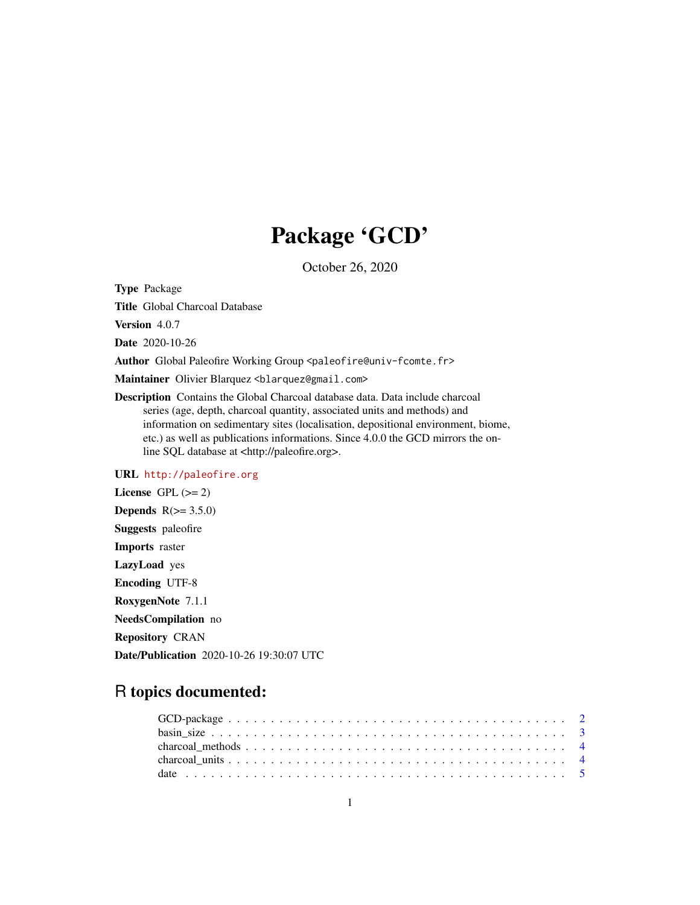# Package 'GCD'

October 26, 2020

**Type** Package

**Title** Global Charcoal Database

**Version** 4.0.7

**Date** 2020-10-26

**Author** Global Paleofire Working Group <paleofire@univ-fcomte.fr>

**Maintainer** Olivier Blarquez <blarquez@gmail.com>

**Description** Contains the Global Charcoal database data. Data include charcoal series (age, depth, charcoal quantity, associated units and methods) and information on sedimentary sites (localisation, depositional environment, biome, etc.) as well as publications informations. Since 4.0.0 the GCD mirrors the on-line SQL database at <http://paleofire.org>.

**URL** http://paleofire.org

**License** GPL (>= 2)

**Depends** R(>= 3.5.0)

**Suggests** paleofire

**Imports** raster

**LazyLoad** yes

**Encoding** UTF-8

**RoxygenNote** 7.1.1

**NeedsCompilation** no

**Repository** CRAN

**Date/Publication** 2020-10-26 19:30:07 UTC

## R topics documented:

GCD-package . . . . . . . . . . . . . . . . . . . . . . . . . . . . . . . . . . . . . 2
basin_size . . . . . . . . . . . . . . . . . . . . . . . . . . . . . . . . . . . . . . 3
charcoal_methods . . . . . . . . . . . . . . . . . . . . . . . . . . . . . . . . . . 4
charcoal_units . . . . . . . . . . . . . . . . . . . . . . . . . . . . . . . . . . . . 4
date . . . . . . . . . . . . . . . . . . . . . . . . . . . . . . . . . . . . . . . . . 5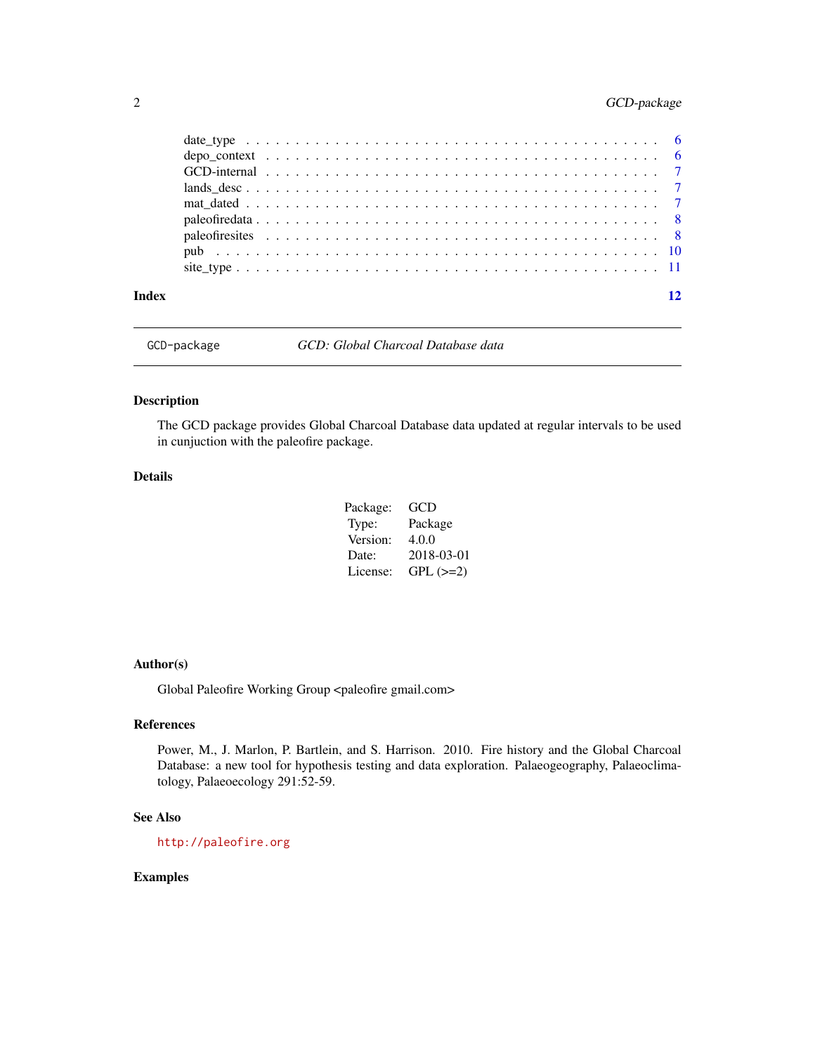date_type . . . . . . . . . . . . . . . . . . . . . . . . . . . . . . . . . . . . . . . . 6
depo_context . . . . . . . . . . . . . . . . . . . . . . . . . . . . . . . . . . . . . . 6
GCD-internal . . . . . . . . . . . . . . . . . . . . . . . . . . . . . . . . . . . . . . 7
lands_desc . . . . . . . . . . . . . . . . . . . . . . . . . . . . . . . . . . . . . . . 7
mat_dated . . . . . . . . . . . . . . . . . . . . . . . . . . . . . . . . . . . . . . . 7
paleofiredata . . . . . . . . . . . . . . . . . . . . . . . . . . . . . . . . . . . . . . 8
paleofiresites . . . . . . . . . . . . . . . . . . . . . . . . . . . . . . . . . . . . . 8
pub . . . . . . . . . . . . . . . . . . . . . . . . . . . . . . . . . . . . . . . . . . . 10
site_type . . . . . . . . . . . . . . . . . . . . . . . . . . . . . . . . . . . . . . . 11

**Index** **12**

---

`GCD-package` *GCD: Global Charcoal Database data*

---

## Description

The GCD package provides Global Charcoal Database data updated at regular intervals to be used in cunjuction with the paleofire package.

## Details

| | |
|---|---|
| Package: | GCD |
| Type: | Package |
| Version: | 4.0.0 |
| Date: | 2018-03-01 |
| License: | GPL (>=2) |

## Author(s)

Global Paleofire Working Group <paleofire gmail.com>

## References

Power, M., J. Marlon, P. Bartlein, and S. Harrison. 2010. Fire history and the Global Charcoal Database: a new tool for hypothesis testing and data exploration. Palaeogeography, Palaeoclimatology, Palaeoecology 291:52-59.

## See Also

`http://paleofire.org`

## Examples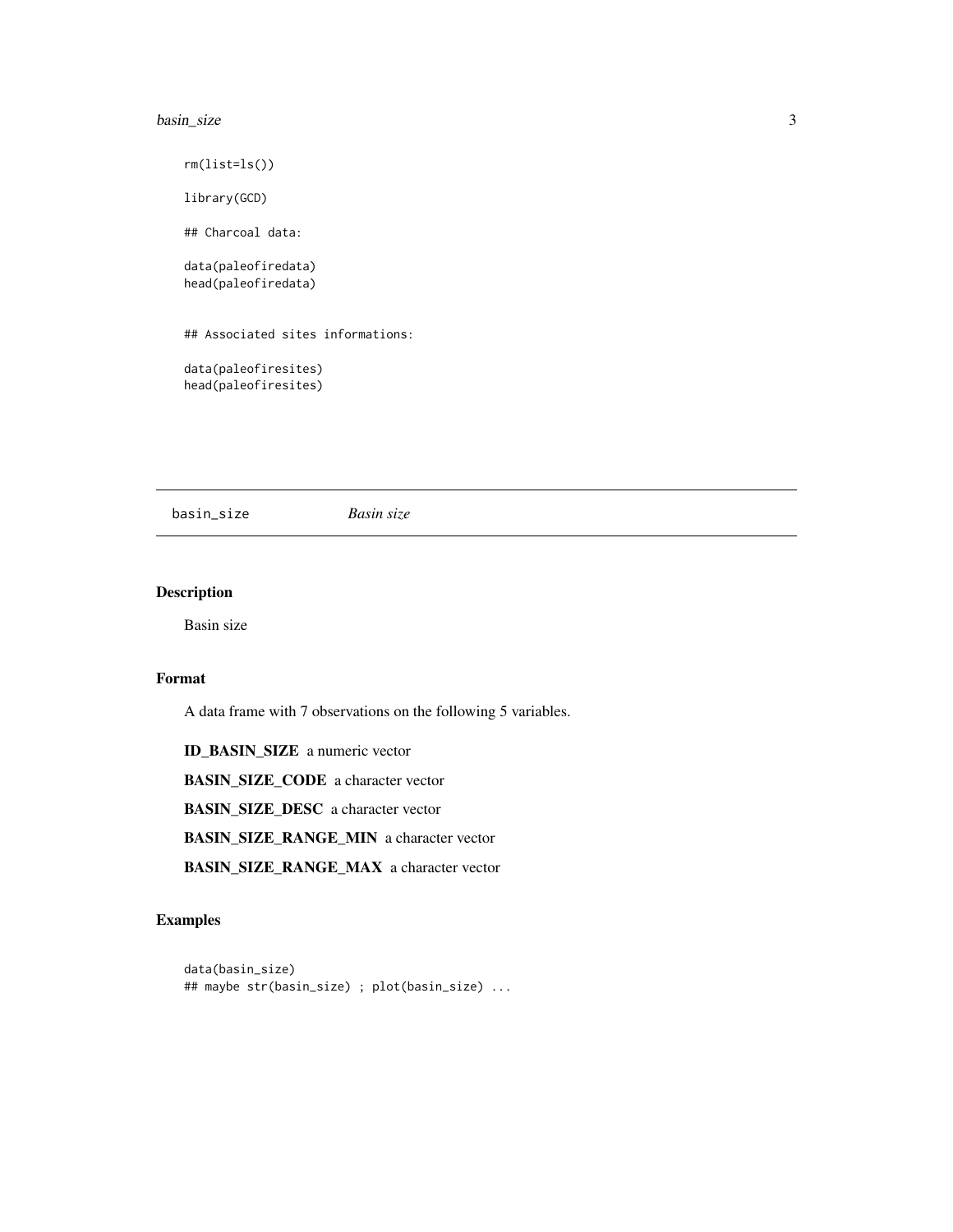```
rm(list=ls())

library(GCD)

## Charcoal data:

data(paleofiredata)
head(paleofiredata)


## Associated sites informations:

data(paleofiresites)
head(paleofiresites)
```

---

## basin_size — *Basin size*

### Description

Basin size

### Format

A data frame with 7 observations on the following 5 variables.

**ID_BASIN_SIZE** a numeric vector

**BASIN_SIZE_CODE** a character vector

**BASIN_SIZE_DESC** a character vector

**BASIN_SIZE_RANGE_MIN** a character vector

**BASIN_SIZE_RANGE_MAX** a character vector

### Examples

```
data(basin_size)
## maybe str(basin_size) ; plot(basin_size) ...
```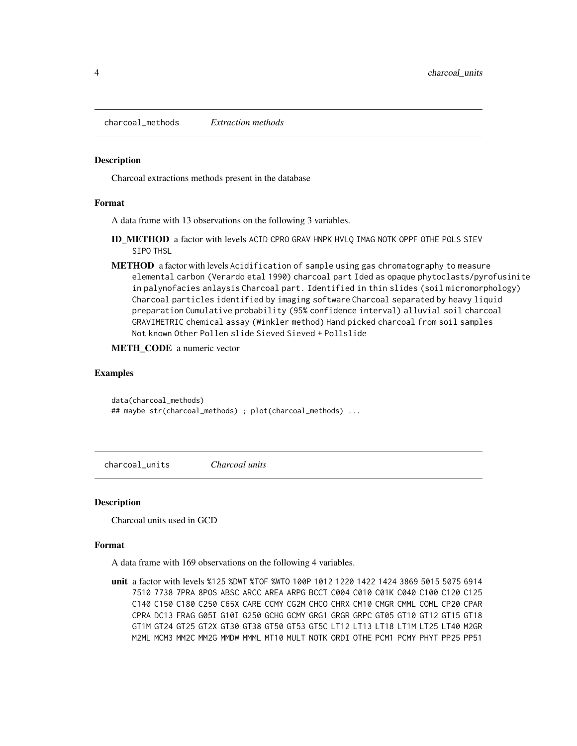## charcoal_methods *Extraction methods*

### Description

Charcoal extractions methods present in the database

### Format

A data frame with 13 observations on the following 3 variables.

**ID_METHOD** a factor with levels ACID CPRO GRAV HNPK HVLQ IMAG NOTK OPPF OTHE POLS SIEV SIPO THSL

**METHOD** a factor with levels Acidification of sample using gas chromatography to measure elemental carbon (Verardo etal 1990) charcoal part Ided as opaque phytoclasts/pyrofusinite in palynofacies anlaysis Charcoal part. Identified in thin slides (soil micromorphology) Charcoal particles identified by imaging software Charcoal separated by heavy liquid preparation Cumulative probability (95% confidence interval) alluvial soil charcoal GRAVIMETRIC chemical assay (Winkler method) Hand picked charcoal from soil samples Not known Other Pollen slide Sieved Sieved + Pollslide

**METH_CODE** a numeric vector

### Examples

```
data(charcoal_methods)
## maybe str(charcoal_methods) ; plot(charcoal_methods) ...
```

## charcoal_units *Charcoal units*

### Description

Charcoal units used in GCD

### Format

A data frame with 169 observations on the following 4 variables.

**unit** a factor with levels %125 %DWT %TOF %WTO 100P 1012 1220 1422 1424 3869 5015 5075 6914 7510 7738 7PRA 8POS ABSC ARCC AREA ARPG BCCT C004 C010 C01K C040 C100 C120 C125 C140 C150 C180 C250 C65X CARE CCMY CG2M CHCO CHRX CM10 CMGR CMML COML CP20 CPAR CPRA DC13 FRAG G05I G10I G250 GCHG GCMY GRG1 GRGR GRPC GT05 GT10 GT12 GT15 GT18 GT1M GT24 GT25 GT2X GT30 GT38 GT50 GT53 GT5C LT12 LT13 LT18 LT1M LT25 LT40 M2GR M2ML MCM3 MM2C MM2G MMDW MMML MT10 MULT NOTK ORDI OTHE PCM1 PCMY PHYT PP25 PP51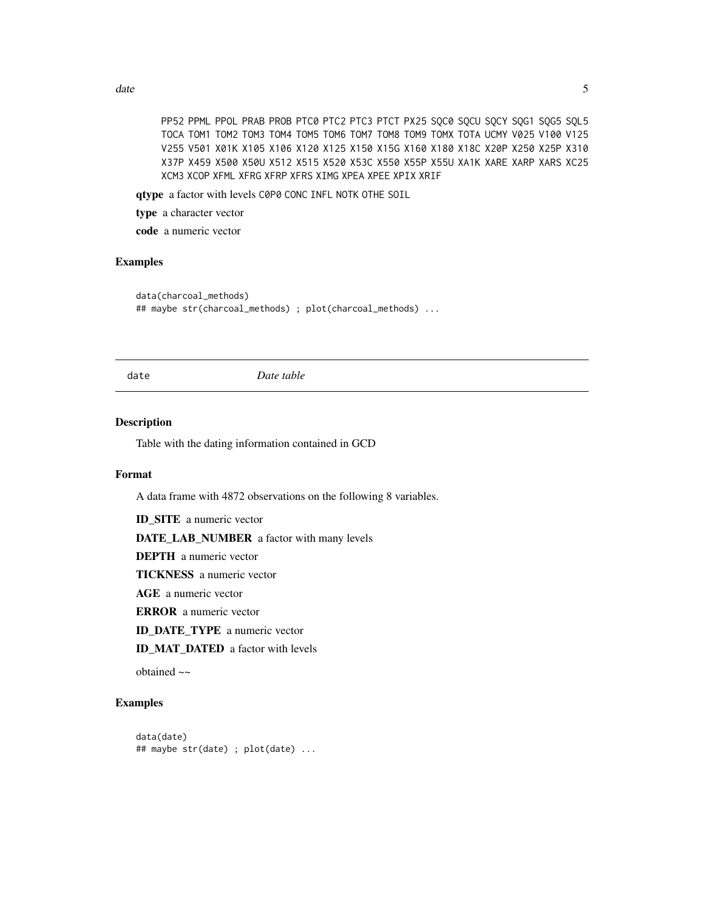PP52 PPML PPOL PRAB PROB PTC0 PTC2 PTC3 PTCT PX25 SQC0 SQCU SQCY SQG1 SQG5 SQL5 TOCA TOM1 TOM2 TOM3 TOM4 TOM5 TOM6 TOM7 TOM8 TOM9 TOMX TOTA UCMY V025 V100 V125 V255 V501 X01K X105 X106 X120 X125 X150 X15G X160 X180 X18C X20P X250 X25P X310 X37P X459 X500 X50U X512 X515 X520 X53C X550 X55P X55U XA1K XARE XARP XARS XC25 XCM3 XCOP XFML XFRG XFRP XFRS XIMG XPEA XPEE XPIX XRIF

**qtype** a factor with levels C0P0 CONC INFL NOTK OTHE SOIL

**type** a character vector

**code** a numeric vector

### Examples

```
data(charcoal_methods)
## maybe str(charcoal_methods) ; plot(charcoal_methods) ...
```

---

## date *Date table*

### Description

Table with the dating information contained in GCD

### Format

A data frame with 4872 observations on the following 8 variables.

**ID_SITE** a numeric vector

**DATE_LAB_NUMBER** a factor with many levels

**DEPTH** a numeric vector

**TICKNESS** a numeric vector

**AGE** a numeric vector

**ERROR** a numeric vector

**ID_DATE_TYPE** a numeric vector

**ID_MAT_DATED** a factor with levels

obtained ~~

### Examples

```
data(date)
## maybe str(date) ; plot(date) ...
```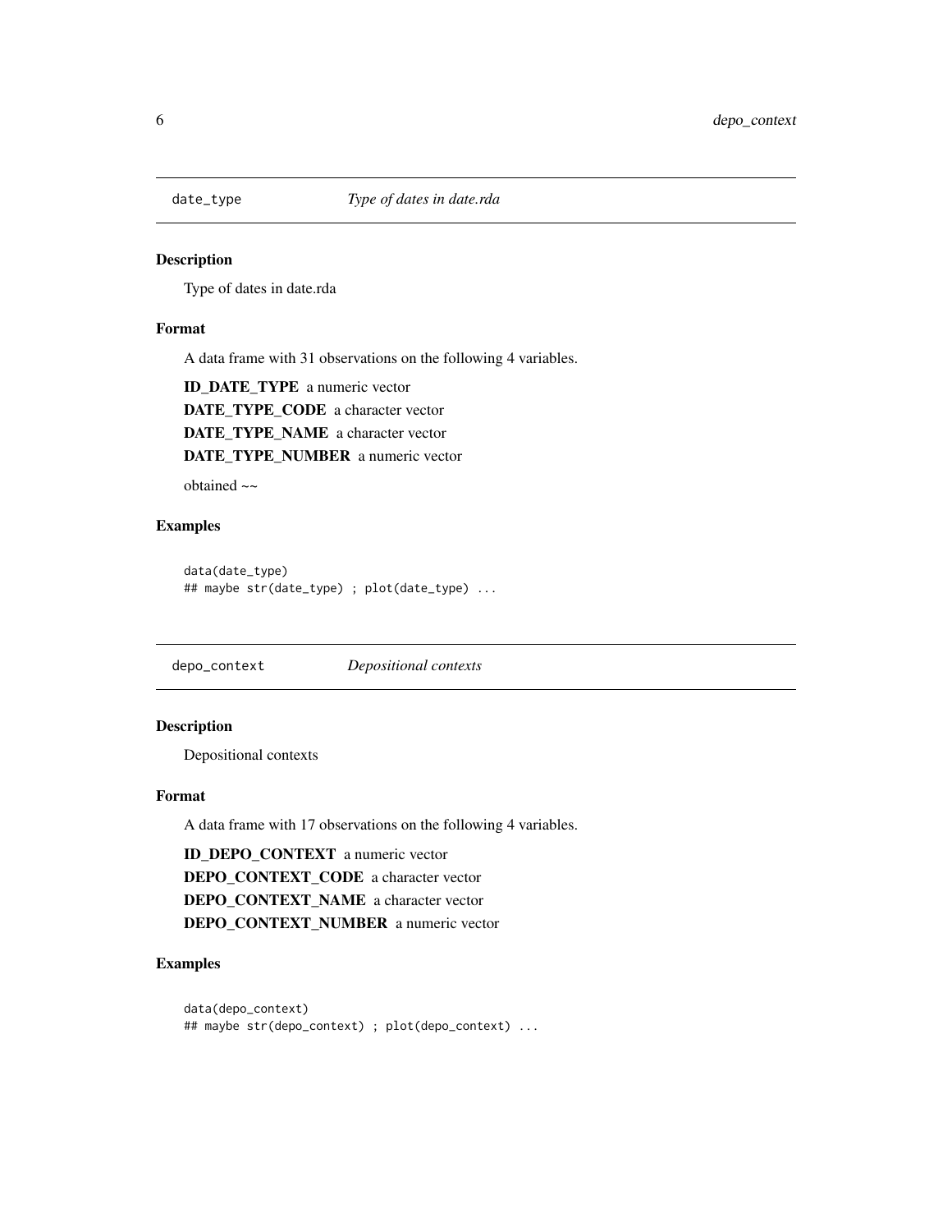## date_type — *Type of dates in date.rda*

### Description

Type of dates in date.rda

### Format

A data frame with 31 observations on the following 4 variables.

**ID_DATE_TYPE** a numeric vector

**DATE_TYPE_CODE** a character vector

**DATE_TYPE_NAME** a character vector

**DATE_TYPE_NUMBER** a numeric vector

obtained ~~

### Examples

```
data(date_type)
## maybe str(date_type) ; plot(date_type) ...
```

## depo_context — *Depositional contexts*

### Description

Depositional contexts

### Format

A data frame with 17 observations on the following 4 variables.

**ID_DEPO_CONTEXT** a numeric vector

**DEPO_CONTEXT_CODE** a character vector

**DEPO_CONTEXT_NAME** a character vector

**DEPO_CONTEXT_NUMBER** a numeric vector

### Examples

```
data(depo_context)
## maybe str(depo_context) ; plot(depo_context) ...
```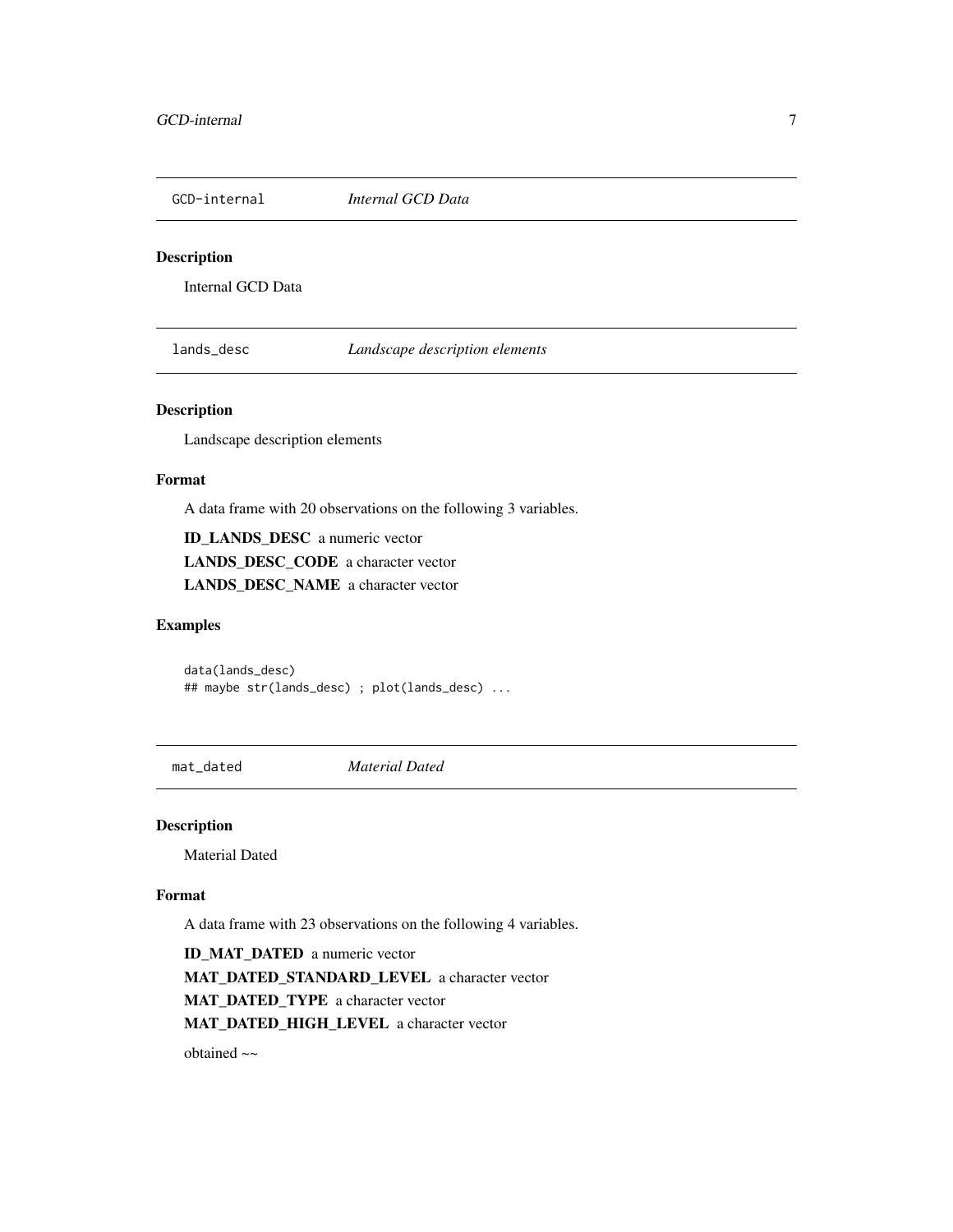## GCD-internal *Internal GCD Data*

### Description

Internal GCD Data

## lands_desc *Landscape description elements*

### Description

Landscape description elements

### Format

A data frame with 20 observations on the following 3 variables.

**ID_LANDS_DESC** a numeric vector

**LANDS_DESC_CODE** a character vector

**LANDS_DESC_NAME** a character vector

### Examples

```
data(lands_desc)
## maybe str(lands_desc) ; plot(lands_desc) ...
```

## mat_dated *Material Dated*

### Description

Material Dated

### Format

A data frame with 23 observations on the following 4 variables.

**ID_MAT_DATED** a numeric vector

**MAT_DATED_STANDARD_LEVEL** a character vector

**MAT_DATED_TYPE** a character vector

**MAT_DATED_HIGH_LEVEL** a character vector

obtained ~~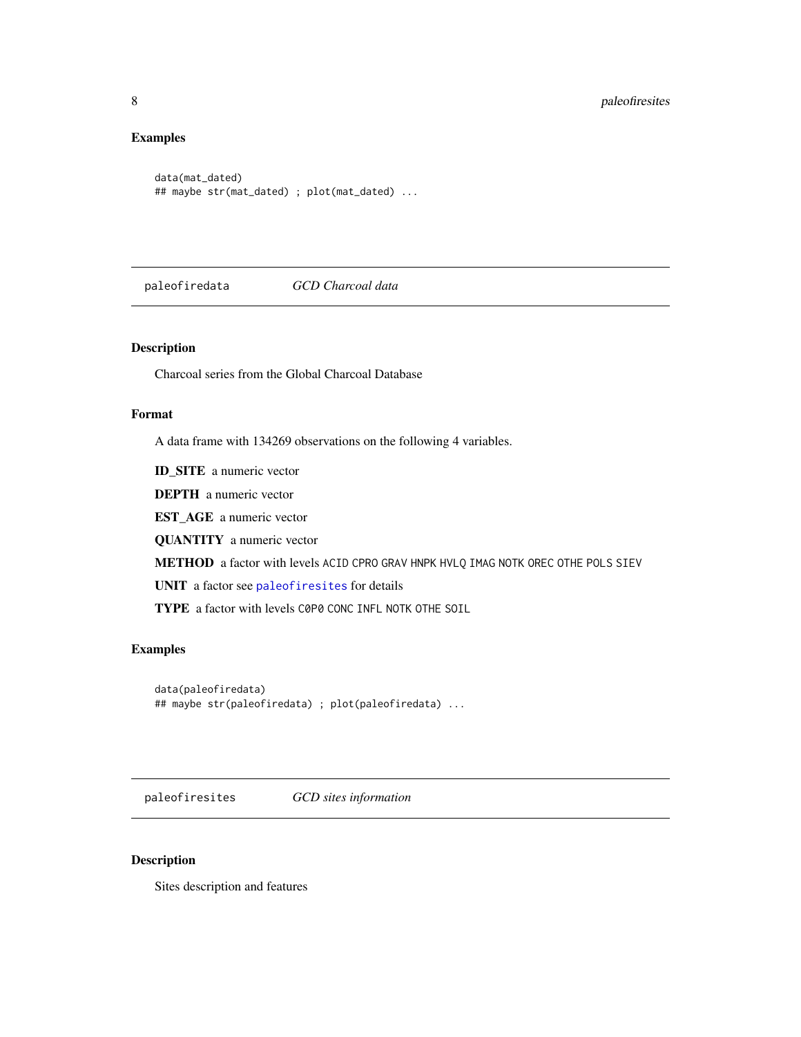### Examples

```
data(mat_dated)
## maybe str(mat_dated) ; plot(mat_dated) ...
```

## paleofiredata *GCD Charcoal data*

### Description

Charcoal series from the Global Charcoal Database

### Format

A data frame with 134269 observations on the following 4 variables.

**ID_SITE** a numeric vector

**DEPTH** a numeric vector

**EST_AGE** a numeric vector

**QUANTITY** a numeric vector

**METHOD** a factor with levels `ACID` `CPRO` `GRAV` `HNPK` `HVLQ` `IMAG` `NOTK` `OREC` `OTHE` `POLS` `SIEV`

**UNIT** a factor see `paleofiresites` for details

**TYPE** a factor with levels `C0P0` `CONC` `INFL` `NOTK` `OTHE` `SOIL`

### Examples

```
data(paleofiredata)
## maybe str(paleofiredata) ; plot(paleofiredata) ...
```

## paleofiresites *GCD sites information*

### Description

Sites description and features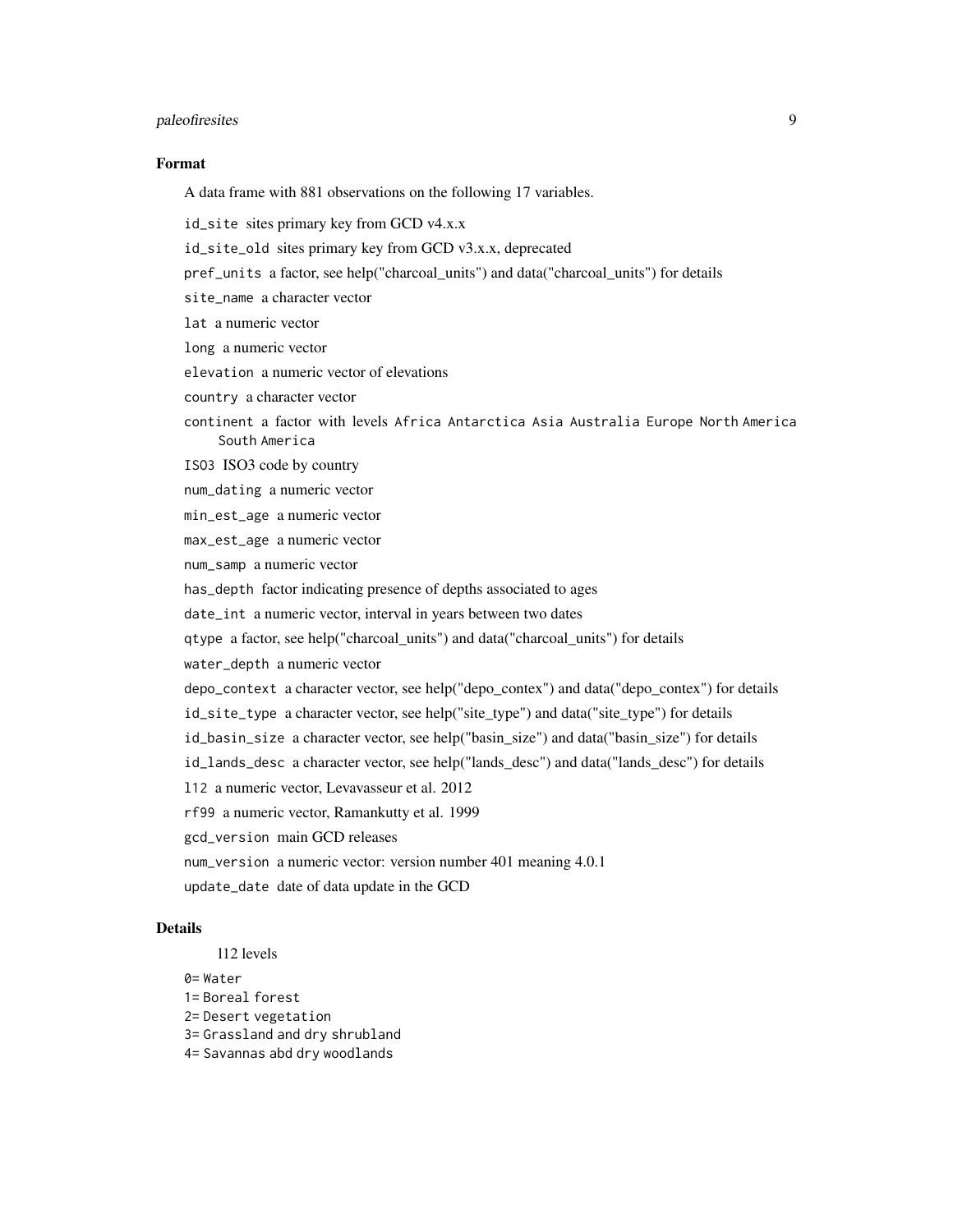### Format

A data frame with 881 observations on the following 17 variables.

- `id_site` sites primary key from GCD v4.x.x
- `id_site_old` sites primary key from GCD v3.x.x, deprecated
- `pref_units` a factor, see help("charcoal_units") and data("charcoal_units") for details
- `site_name` a character vector
- `lat` a numeric vector
- `long` a numeric vector
- `elevation` a numeric vector of elevations
- `country` a character vector
- `continent` a factor with levels `Africa` `Antarctica` `Asia` `Australia` `Europe` `North America` `South America`
- `ISO3` ISO3 code by country
- `num_dating` a numeric vector
- `min_est_age` a numeric vector
- `max_est_age` a numeric vector
- `num_samp` a numeric vector
- `has_depth` factor indicating presence of depths associated to ages
- `date_int` a numeric vector, interval in years between two dates
- `qtype` a factor, see help("charcoal_units") and data("charcoal_units") for details
- `water_depth` a numeric vector
- `depo_context` a character vector, see help("depo_contex") and data("depo_contex") for details
- `id_site_type` a character vector, see help("site_type") and data("site_type") for details
- `id_basin_size` a character vector, see help("basin_size") and data("basin_size") for details
- `id_lands_desc` a character vector, see help("lands_desc") and data("lands_desc") for details
- `l12` a numeric vector, Levavasseur et al. 2012
- `rf99` a numeric vector, Ramankutty et al. 1999
- `gcd_version` main GCD releases
- `num_version` a numeric vector: version number 401 meaning 4.0.1
- `update_date` date of data update in the GCD

### Details

l12 levels

```
0= Water
1= Boreal forest
2= Desert vegetation
3= Grassland and dry shrubland
4= Savannas abd dry woodlands
```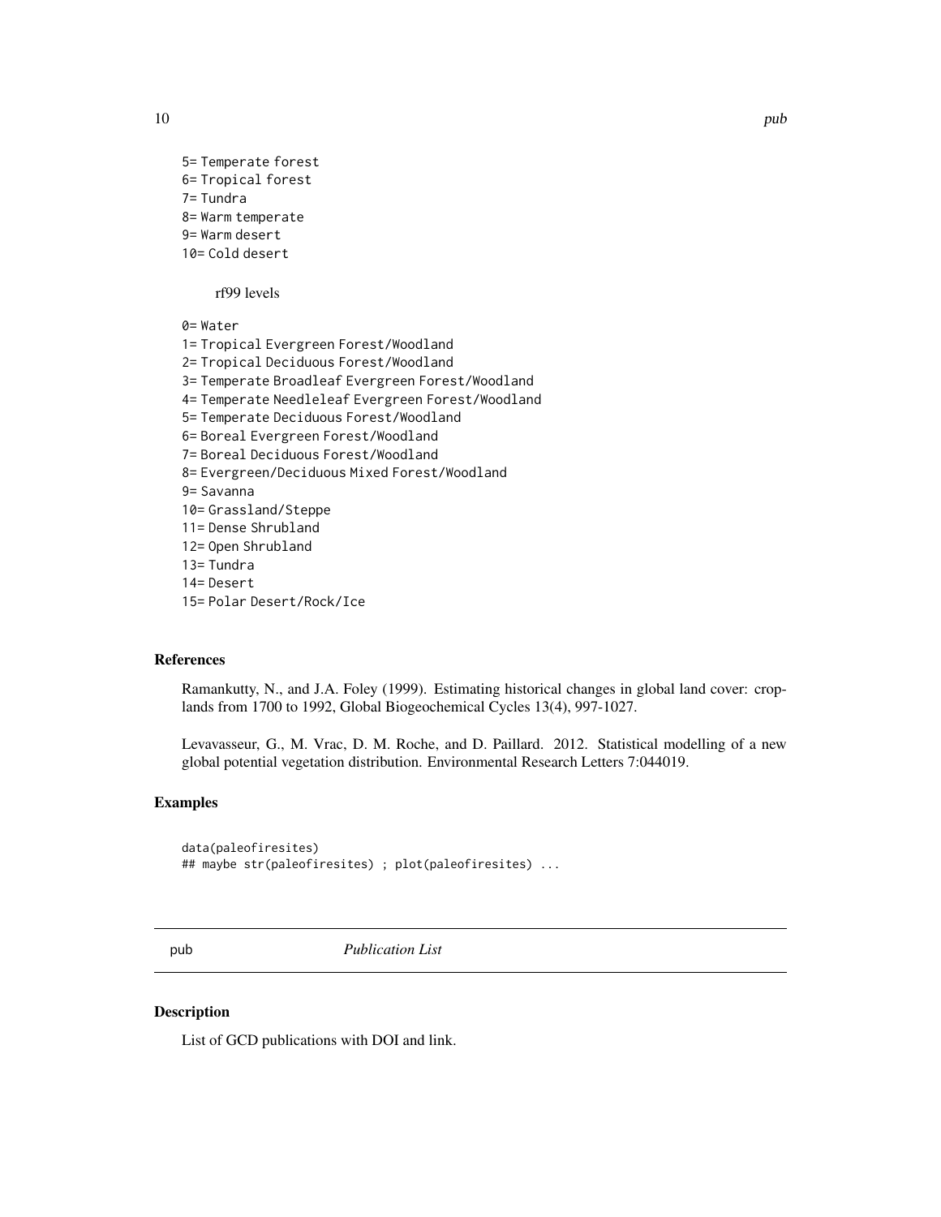5= Temperate forest
6= Tropical forest
7= Tundra
8= Warm temperate
9= Warm desert
10= Cold desert

rf99 levels

0= Water
1= Tropical Evergreen Forest/Woodland
2= Tropical Deciduous Forest/Woodland
3= Temperate Broadleaf Evergreen Forest/Woodland
4= Temperate Needleleaf Evergreen Forest/Woodland
5= Temperate Deciduous Forest/Woodland
6= Boreal Evergreen Forest/Woodland
7= Boreal Deciduous Forest/Woodland
8= Evergreen/Deciduous Mixed Forest/Woodland
9= Savanna
10= Grassland/Steppe
11= Dense Shrubland
12= Open Shrubland
13= Tundra
14= Desert
15= Polar Desert/Rock/Ice

### References

Ramankutty, N., and J.A. Foley (1999). Estimating historical changes in global land cover: croplands from 1700 to 1992, Global Biogeochemical Cycles 13(4), 997-1027.

Levavasseur, G., M. Vrac, D. M. Roche, and D. Paillard. 2012. Statistical modelling of a new global potential vegetation distribution. Environmental Research Letters 7:044019.

### Examples

```
data(paleofiresites)
## maybe str(paleofiresites) ; plot(paleofiresites) ...
```

---

## pub *Publication List*

### Description

List of GCD publications with DOI and link.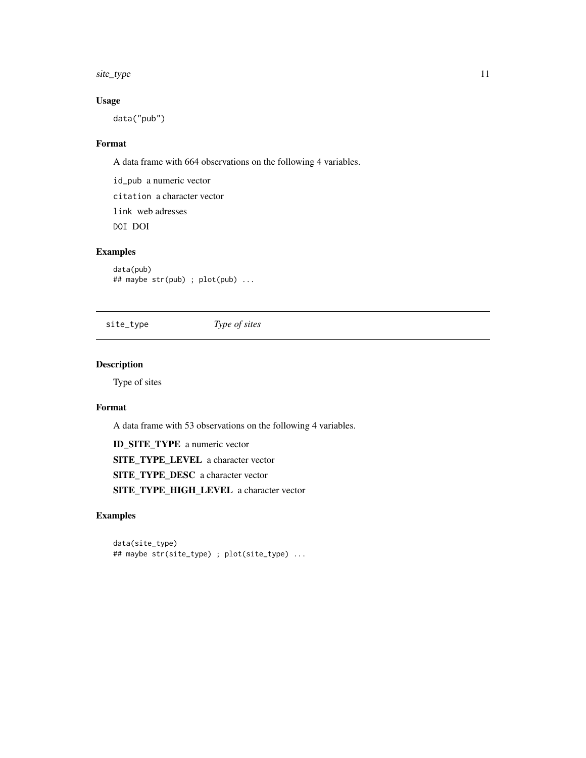### Usage

```
data("pub")
```

### Format

A data frame with 664 observations on the following 4 variables.

`id_pub` a numeric vector

`citation` a character vector

`link` web adresses

`DOI` DOI

### Examples

```
data(pub)
## maybe str(pub) ; plot(pub) ...
```

---

## site_type    *Type of sites*

---

### Description

Type of sites

### Format

A data frame with 53 observations on the following 4 variables.

**ID_SITE_TYPE** a numeric vector

**SITE_TYPE_LEVEL** a character vector

**SITE_TYPE_DESC** a character vector

**SITE_TYPE_HIGH_LEVEL** a character vector

### Examples

```
data(site_type)
## maybe str(site_type) ; plot(site_type) ...
```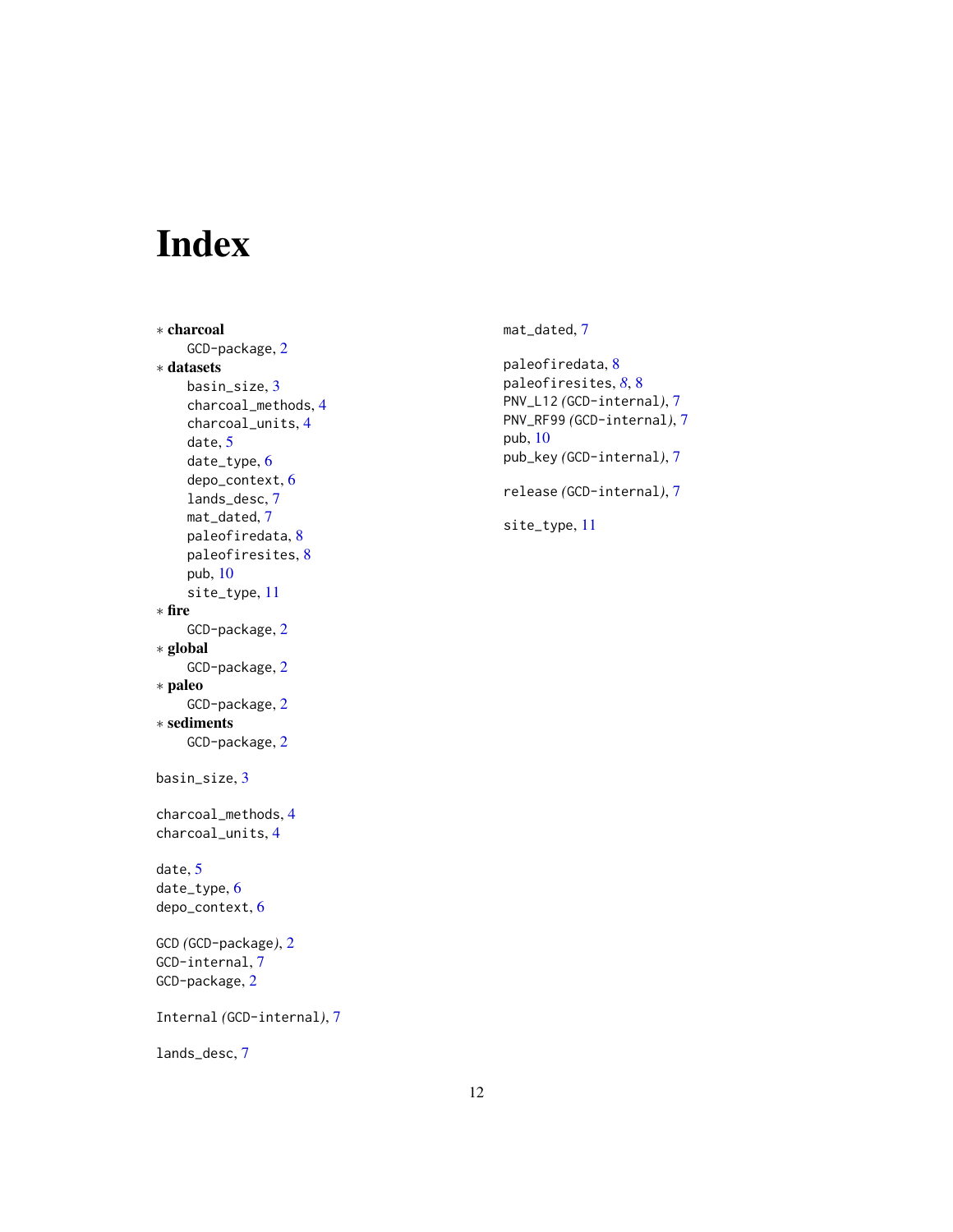# Index

* **charcoal**
  - GCD-package, 2
* **datasets**
  - basin_size, 3
  - charcoal_methods, 4
  - charcoal_units, 4
  - date, 5
  - date_type, 6
  - depo_context, 6
  - lands_desc, 7
  - mat_dated, 7
  - paleofiredata, 8
  - paleofiresites, 8
  - pub, 10
  - site_type, 11
* **fire**
  - GCD-package, 2
* **global**
  - GCD-package, 2
* **paleo**
  - GCD-package, 2
* **sediments**
  - GCD-package, 2

basin_size, 3

charcoal_methods, 4
charcoal_units, 4

date, 5
date_type, 6
depo_context, 6

GCD *(*GCD-package*)*, 2
GCD-internal, 7
GCD-package, 2

Internal *(*GCD-internal*)*, 7

lands_desc, 7

mat_dated, 7

paleofiredata, 8
paleofiresites, *8*, 8
PNV_L12 *(*GCD-internal*)*, 7
PNV_RF99 *(*GCD-internal*)*, 7
pub, 10
pub_key *(*GCD-internal*)*, 7

release *(*GCD-internal*)*, 7

site_type, 11